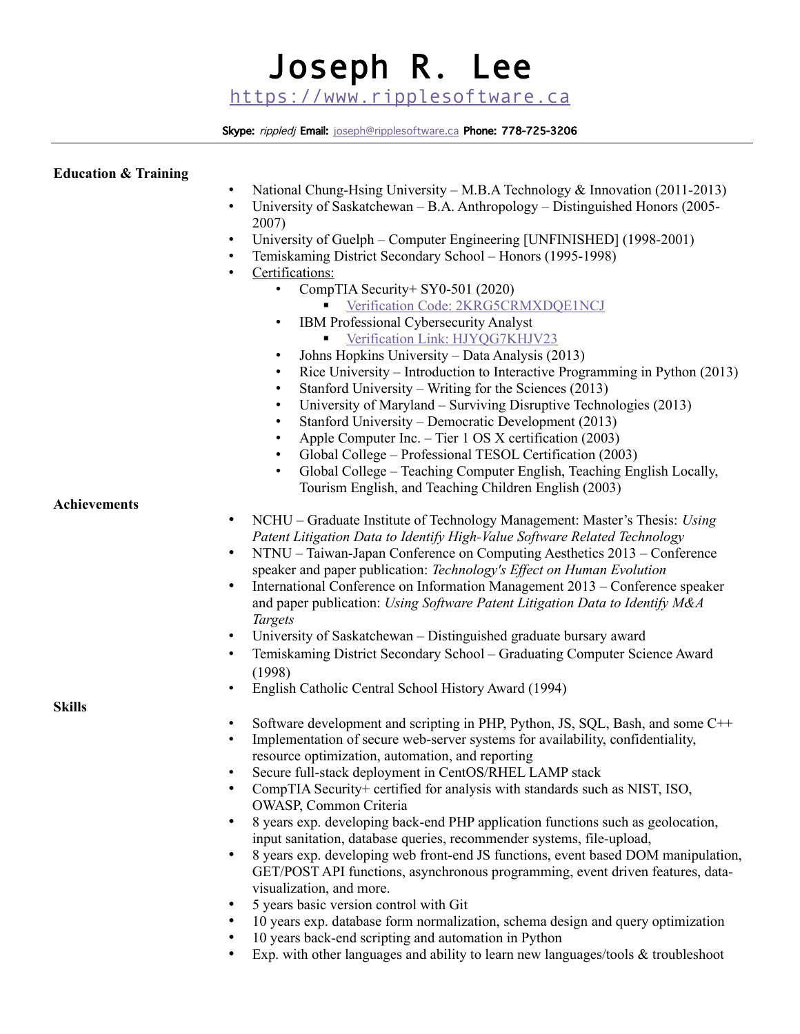# Joseph R. Lee

https://www.ripplesoftware.ca

**Skype:** *rippledj* **Email:** joseph@ripplesoftware.ca **Phone:** 778-725-3206

---

**Education & Training**

- National Chung-Hsing University – M.B.A Technology & Innovation (2011-2013)
- University of Saskatchewan – B.A. Anthropology – Distinguished Honors (2005-2007)
- University of Guelph – Computer Engineering [UNFINISHED] (1998-2001)
- Temiskaming District Secondary School – Honors (1995-1998)
- Certifications:
  - CompTIA Security+ SY0-501 (2020)
    - Verification Code: 2KRG5CRMXDQE1NCJ
  - IBM Professional Cybersecurity Analyst
    - Verification Link: HJYQG7KHJV23
  - Johns Hopkins University – Data Analysis (2013)
  - Rice University – Introduction to Interactive Programming in Python (2013)
  - Stanford University – Writing for the Sciences (2013)
  - University of Maryland – Surviving Disruptive Technologies (2013)
  - Stanford University – Democratic Development (2013)
  - Apple Computer Inc. – Tier 1 OS X certification (2003)
  - Global College – Professional TESOL Certification (2003)
  - Global College – Teaching Computer English, Teaching English Locally, Tourism English, and Teaching Children English (2003)

**Achievements**

- NCHU – Graduate Institute of Technology Management: Master's Thesis: *Using Patent Litigation Data to Identify High-Value Software Related Technology*
- NTNU – Taiwan-Japan Conference on Computing Aesthetics 2013 – Conference speaker and paper publication: *Technology's Effect on Human Evolution*
- International Conference on Information Management 2013 – Conference speaker and paper publication: *Using Software Patent Litigation Data to Identify M&A Targets*
- University of Saskatchewan – Distinguished graduate bursary award
- Temiskaming District Secondary School – Graduating Computer Science Award (1998)
- English Catholic Central School History Award (1994)

**Skills**

- Software development and scripting in PHP, Python, JS, SQL, Bash, and some C++
- Implementation of secure web-server systems for availability, confidentiality, resource optimization, automation, and reporting
- Secure full-stack deployment in CentOS/RHEL LAMP stack
- CompTIA Security+ certified for analysis with standards such as NIST, ISO, OWASP, Common Criteria
- 8 years exp. developing back-end PHP application functions such as geolocation, input sanitation, database queries, recommender systems, file-upload,
- 8 years exp. developing web front-end JS functions, event based DOM manipulation, GET/POST API functions, asynchronous programming, event driven features, data-visualization, and more.
- 5 years basic version control with Git
- 10 years exp. database form normalization, schema design and query optimization
- 10 years back-end scripting and automation in Python
- Exp. with other languages and ability to learn new languages/tools & troubleshoot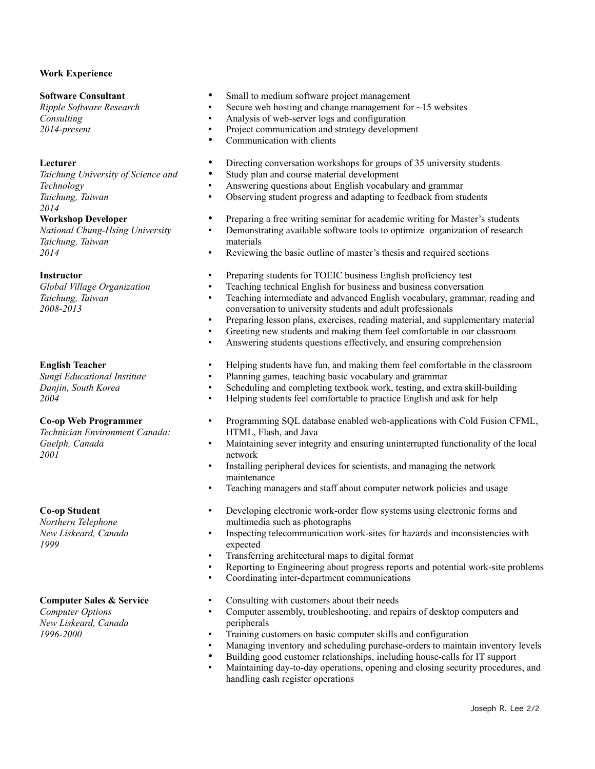## Work Experience

**Software Consultant**
*Ripple Software Research Consulting*
*2014-present*

- Small to medium software project management
- Secure web hosting and change management for ~15 websites
- Analysis of web-server logs and configuration
- Project communication and strategy development
- Communication with clients

**Lecturer**
*Taichung University of Science and Technology*
*Taichung, Taiwan*
*2014*

- Directing conversation workshops for groups of 35 university students
- Study plan and course material development
- Answering questions about English vocabulary and grammar
- Observing student progress and adapting to feedback from students

**Workshop Developer**
*National Chung-Hsing University*
*Taichung, Taiwan*
*2014*

- Preparing a free writing seminar for academic writing for Master's students
- Demonstrating available software tools to optimize organization of research materials
- Reviewing the basic outline of master's thesis and required sections

**Instructor**
*Global Village Organization*
*Taichung, Taiwan*
*2008-2013*

- Preparing students for TOEIC business English proficiency test
- Teaching technical English for business and business conversation
- Teaching intermediate and advanced English vocabulary, grammar, reading and conversation to university students and adult professionals
- Preparing lesson plans, exercises, reading material, and supplementary material
- Greeting new students and making them feel comfortable in our classroom
- Answering students questions effectively, and ensuring comprehension

**English Teacher**
*Sungi Educational Institute*
*Danjin, South Korea*
*2004*

- Helping students have fun, and making them feel comfortable in the classroom
- Planning games, teaching basic vocabulary and grammar
- Scheduling and completing textbook work, testing, and extra skill-building
- Helping students feel comfortable to practice English and ask for help

**Co-op Web Programmer**
*Technician Environment Canada: Guelph, Canada*
*2001*

- Programming SQL database enabled web-applications with Cold Fusion CFML, HTML, Flash, and Java
- Maintaining sever integrity and ensuring uninterrupted functionality of the local network
- Installing peripheral devices for scientists, and managing the network maintenance
- Teaching managers and staff about computer network policies and usage

**Co-op Student**
*Northern Telephone*
*New Liskeard, Canada*
*1999*

- Developing electronic work-order flow systems using electronic forms and multimedia such as photographs
- Inspecting telecommunication work-sites for hazards and inconsistencies with expected
- Transferring architectural maps to digital format
- Reporting to Engineering about progress reports and potential work-site problems
- Coordinating inter-department communications

**Computer Sales & Service**
*Computer Options*
*New Liskeard, Canada*
*1996-2000*

- Consulting with customers about their needs
- Computer assembly, troubleshooting, and repairs of desktop computers and peripherals
- Training customers on basic computer skills and configuration
- Managing inventory and scheduling purchase-orders to maintain inventory levels
- Building good customer relationships, including house-calls for IT support
- Maintaining day-to-day operations, opening and closing security procedures, and handling cash register operations